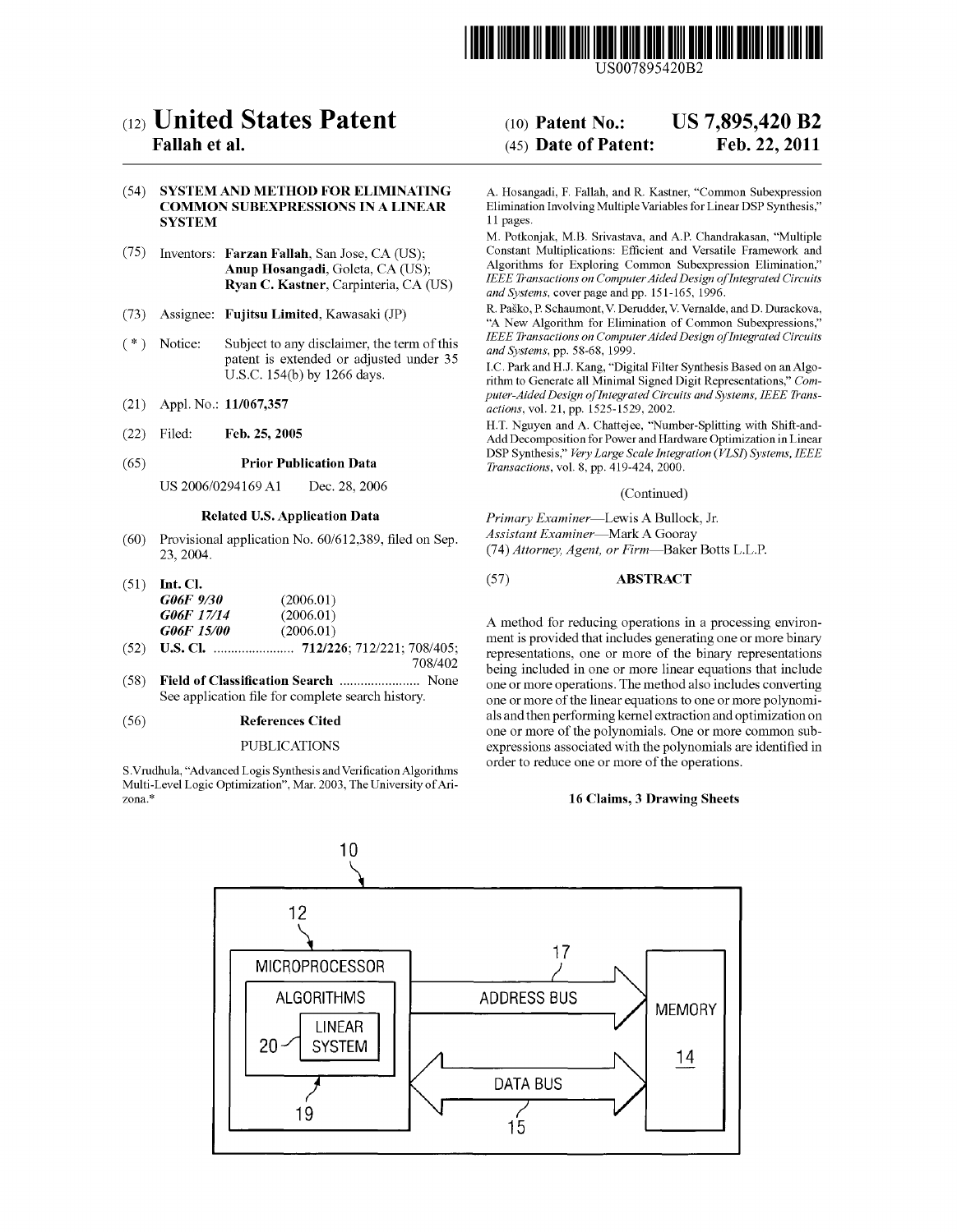US007895420B2

# (12) United States Patent
**Fallah et al.**

(10) **Patent No.: US 7,895,420 B2**

(45) **Date of Patent: Feb. 22, 2011**

(54) **SYSTEM AND METHOD FOR ELIMINATING COMMON SUBEXPRESSIONS IN A LINEAR SYSTEM**

(75) Inventors: **Farzan Fallah**, San Jose, CA (US); **Anup Hosangadi**, Goleta, CA (US); **Ryan C. Kastner**, Carpinteria, CA (US)

(73) Assignee: **Fujitsu Limited**, Kawasaki (JP)

( * ) Notice: Subject to any disclaimer, the term of this patent is extended or adjusted under 35 U.S.C. 154(b) by 1266 days.

(21) Appl. No.: **11/067,357**

(22) Filed: **Feb. 25, 2005**

(65) **Prior Publication Data**

US 2006/0294169 A1 Dec. 28, 2006

**Related U.S. Application Data**

(60) Provisional application No. 60/612,389, filed on Sep. 23, 2004.

(51) **Int. Cl.**
*G06F 9/30* (2006.01)
*G06F 17/14* (2006.01)
*G06F 15/00* (2006.01)

(52) **U.S. Cl.** ....................... **712/226**; 712/221; 708/405; 708/402

(58) **Field of Classification Search** ....................... None
See application file for complete search history.

(56) **References Cited**

PUBLICATIONS

S.Vrudhula, "Advanced Logis Synthesis and Verification Algorithms Multi-Level Logic Optimization", Mar. 2003, The University of Arizona.*

A. Hosangadi, F. Fallah, and R. Kastner, "Common Subexpression Elimination Involving Multiple Variables for Linear DSP Synthesis," 11 pages.

M. Potkonjak, M.B. Srivastava, and A.P. Chandrakasan, "Multiple Constant Multiplications: Efficient and Versatile Framework and Algorithms for Exploring Common Subexpression Elimination," *IEEE Transactions on Computer Aided Design of Integrated Circuits and Systems*, cover page and pp. 151-165, 1996.

R. Paško, P. Schaumont, V. Derudder, V. Vernalde, and D. Durackova, "A New Algorithm for Elimination of Common Subexpressions," *IEEE Transactions on Computer Aided Design of Integrated Circuits and Systems*, pp. 58-68, 1999.

I.C. Park and H.J. Kang, "Digital Filter Synthesis Based on an Algorithm to Generate all Minimal Signed Digit Representations," *Computer-Aided Design of Integrated Circuits and Systems, IEEE Transactions*, vol. 21, pp. 1525-1529, 2002.

H.T. Nguyen and A. Chattejee, "Number-Splitting with Shift-and-Add Decomposition for Power and Hardware Optimization in Linear DSP Synthesis," *Very Large Scale Integration (VLSI) Systems, IEEE Transactions*, vol. 8, pp. 419-424, 2000.

(Continued)

*Primary Examiner*—Lewis A Bullock, Jr.
*Assistant Examiner*—Mark A Gooray
(74) *Attorney, Agent, or Firm*—Baker Botts L.L.P.

(57) **ABSTRACT**

A method for reducing operations in a processing environment is provided that includes generating one or more binary representations, one or more of the binary representations being included in one or more linear equations that include one or more operations. The method also includes converting one or more of the linear equations to one or more polynomials and then performing kernel extraction and optimization on one or more of the polynomials. One or more common subexpressions associated with the polynomials are identified in order to reduce one or more of the operations.

**16 Claims, 3 Drawing Sheets**

10

12 MICROPROCESSOR

ALGORITHMS

20 LINEAR SYSTEM

19

17 ADDRESS BUS

DATA BUS 15

MEMORY 14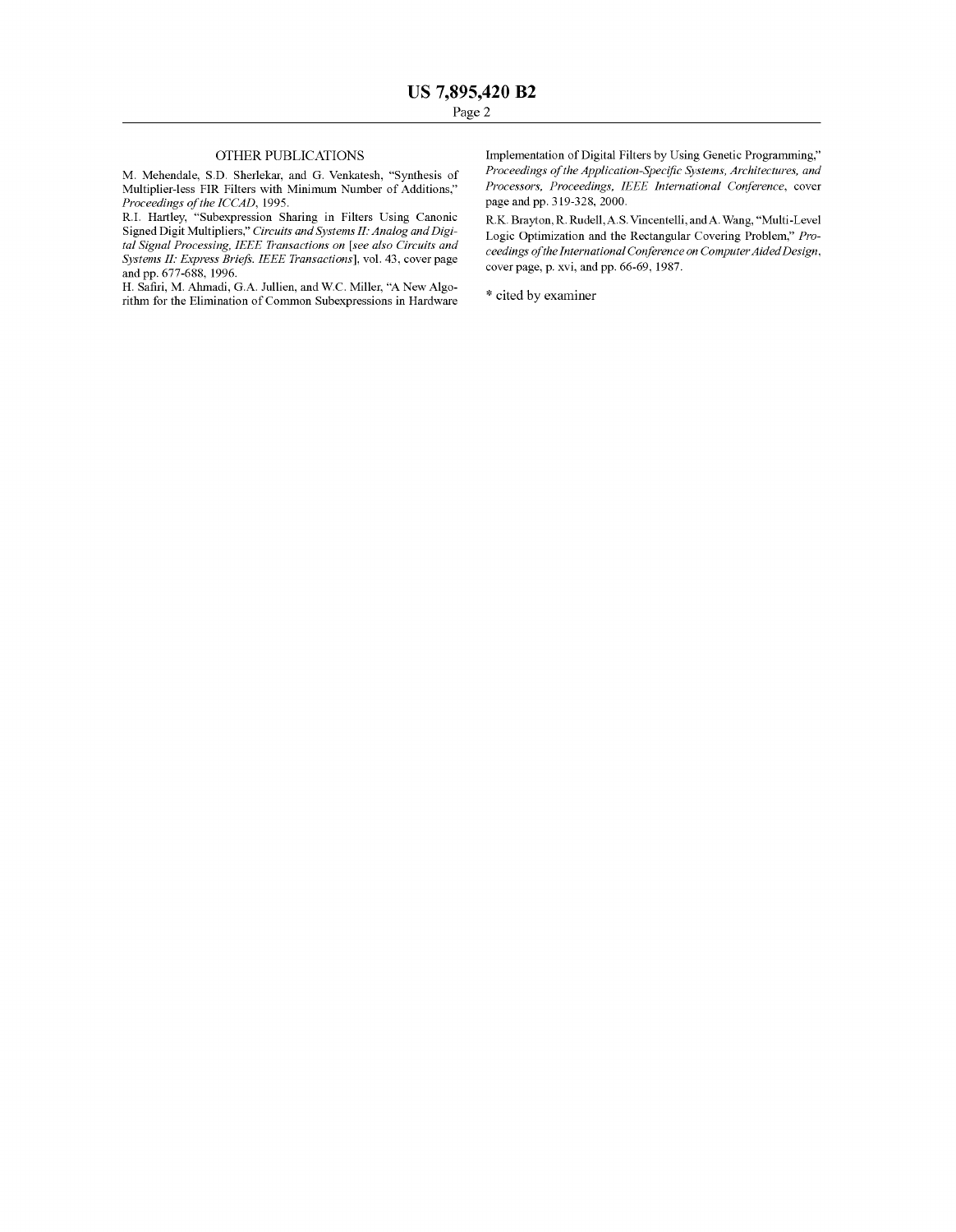## OTHER PUBLICATIONS

M. Mehendale, S.D. Sherlekar, and G. Venkatesh, "Synthesis of Multiplier-less FIR Filters with Minimum Number of Additions," *Proceedings of the ICCAD*, 1995.

R.I. Hartley, "Subexpression Sharing in Filters Using Canonic Signed Digit Multipliers," *Circuits and Systems II: Analog and Digital Signal Processing, IEEE Transactions on* [*see also Circuits and Systems II: Express Briefs. IEEE Transactions*], vol. 43, cover page and pp. 677-688, 1996.

H. Safiri, M. Ahmadi, G.A. Jullien, and W.C. Miller, "A New Algorithm for the Elimination of Common Subexpressions in Hardware Implementation of Digital Filters by Using Genetic Programming," *Proceedings of the Application-Specific Systems, Architectures, and Processors, Proceedings, IEEE International Conference*, cover page and pp. 319-328, 2000.

R.K. Brayton, R. Rudell, A.S. Vincentelli, and A. Wang, "Multi-Level Logic Optimization and the Rectangular Covering Problem," *Proceedings of the International Conference on Computer Aided Design*, cover page, p. xvi, and pp. 66-69, 1987.

* cited by examiner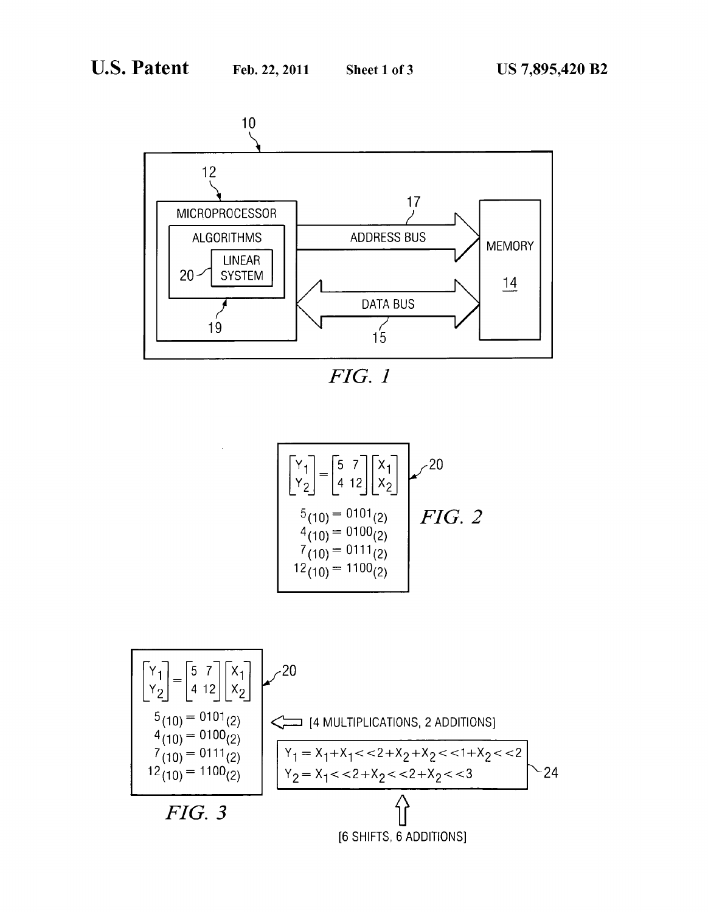**FIG. 1**

10

12 MICROPROCESSOR

19 ALGORITHMS

20 LINEAR SYSTEM

17 ADDRESS BUS

15 DATA BUS

MEMORY 14

*FIG. 1*

$$\begin{bmatrix} Y_1 \\ Y_2 \end{bmatrix} = \begin{bmatrix} 5 & 7 \\ 4 & 12 \end{bmatrix} \begin{bmatrix} X_1 \\ X_2 \end{bmatrix}$$

$5_{(10)} = 0101_{(2)}$
$4_{(10)} = 0100_{(2)}$
$7_{(10)} = 0111_{(2)}$
$12_{(10)} = 1100_{(2)}$

20

*FIG. 2*

$$\begin{bmatrix} Y_1 \\ Y_2 \end{bmatrix} = \begin{bmatrix} 5 & 7 \\ 4 & 12 \end{bmatrix} \begin{bmatrix} X_1 \\ X_2 \end{bmatrix}$$

$5_{(10)} = 0101_{(2)}$
$4_{(10)} = 0100_{(2)}$
$7_{(10)} = 0111_{(2)}$
$12_{(10)} = 1100_{(2)}$

20

[4 MULTIPLICATIONS, 2 ADDITIONS]

$Y_1 = X_1 + X_1 << 2 + X_2 + X_2 << 1 + X_2 << 2$
$Y_2 = X_1 << 2 + X_2 << 2 + X_2 << 3$

24

[6 SHIFTS, 6 ADDITIONS]

*FIG. 3*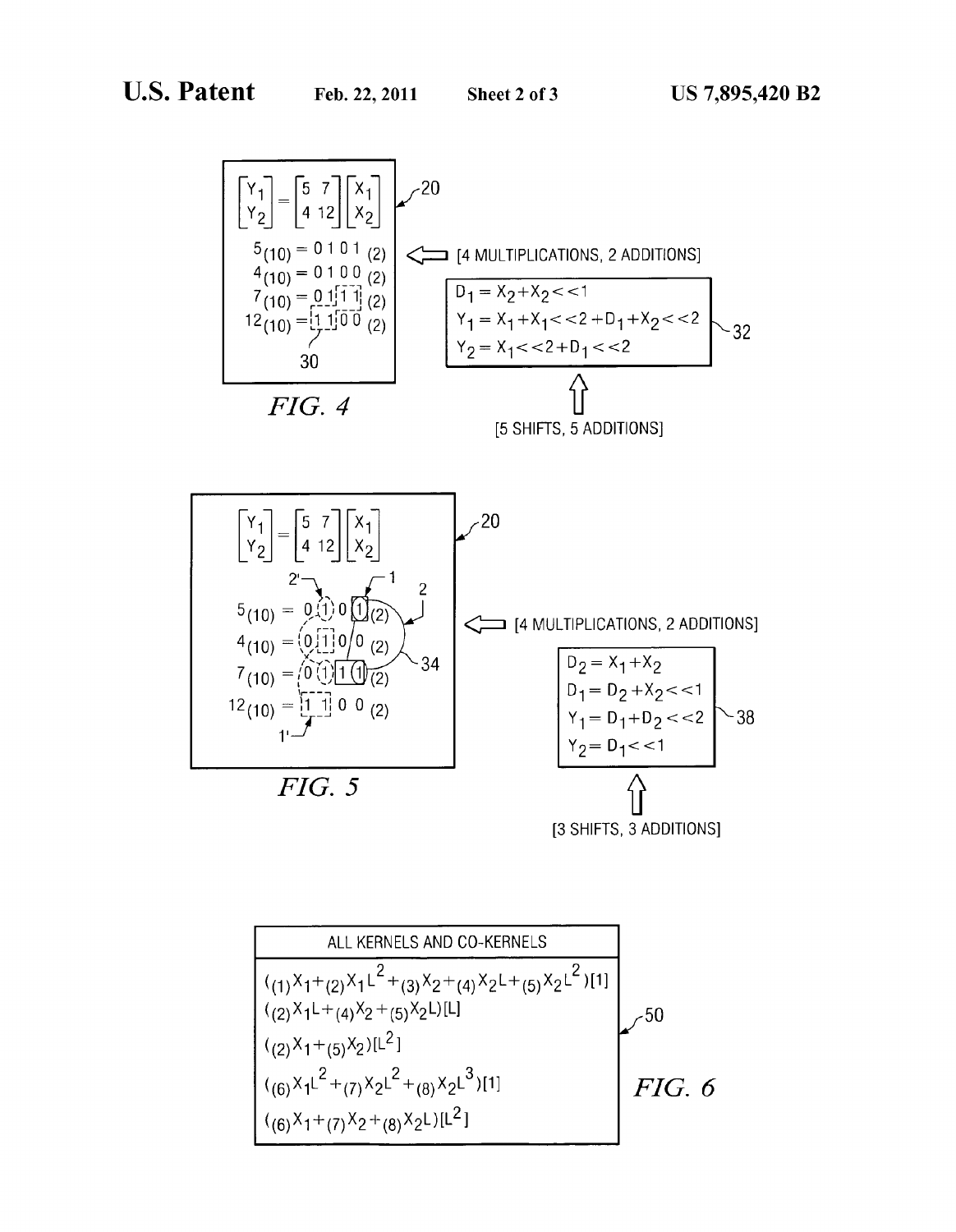$$\begin{bmatrix} Y_1 \\ Y_2 \end{bmatrix} = \begin{bmatrix} 5 & 7 \\ 4 & 12 \end{bmatrix} \begin{bmatrix} X_1 \\ X_2 \end{bmatrix}$$

$5_{(10)} = 0101_{(2)}$

$4_{(10)} = 0100_{(2)}$

$7_{(10)} = 0111_{(2)}$

$12_{(10)} = 1100_{(2)}$

30

20

[4 MULTIPLICATIONS, 2 ADDITIONS]

$D_1 = X_2 + X_2 << 1$

$Y_1 = X_1 + X_1 << 2 + D_1 + X_2 << 2$

$Y_2 = X_1 << 2 + D_1 << 2$

32

[5 SHIFTS, 5 ADDITIONS]

*FIG. 4*

$$\begin{bmatrix} Y_1 \\ Y_2 \end{bmatrix} = \begin{bmatrix} 5 & 7 \\ 4 & 12 \end{bmatrix} \begin{bmatrix} X_1 \\ X_2 \end{bmatrix}$$

2' 1 2

$5_{(10)} = 0101_{(2)}$

$4_{(10)} = 0100_{(2)}$

$7_{(10)} = 0111_{(2)}$

$12_{(10)} = 1100_{(2)}$

1' 34

20

[4 MULTIPLICATIONS, 2 ADDITIONS]

$D_2 = X_1 + X_2$

$D_1 = D_2 + X_2 << 1$

$Y_1 = D_1 + D_2 << 2$

$Y_2 = D_1 << 1$

38

[3 SHIFTS, 3 ADDITIONS]

*FIG. 5*

| ALL KERNELS AND CO-KERNELS |
|---|
| $({}_{(1)}X_1 + {}_{(2)}X_1L^2 + {}_{(3)}X_2 + {}_{(4)}X_2L + {}_{(5)}X_2L^2)$[1] |
| $({}_{(2)}X_1L + {}_{(4)}X_2 + {}_{(5)}X_2L)$[L] |
| $({}_{(2)}X_1 + {}_{(5)}X_2)$[$L^2$] |
| $({}_{(6)}X_1L^2 + {}_{(7)}X_2L^2 + {}_{(8)}X_2L^3)$[1] |
| $({}_{(6)}X_1 + {}_{(7)}X_2 + {}_{(8)}X_2L)$[$L^2$] |

50

*FIG. 6*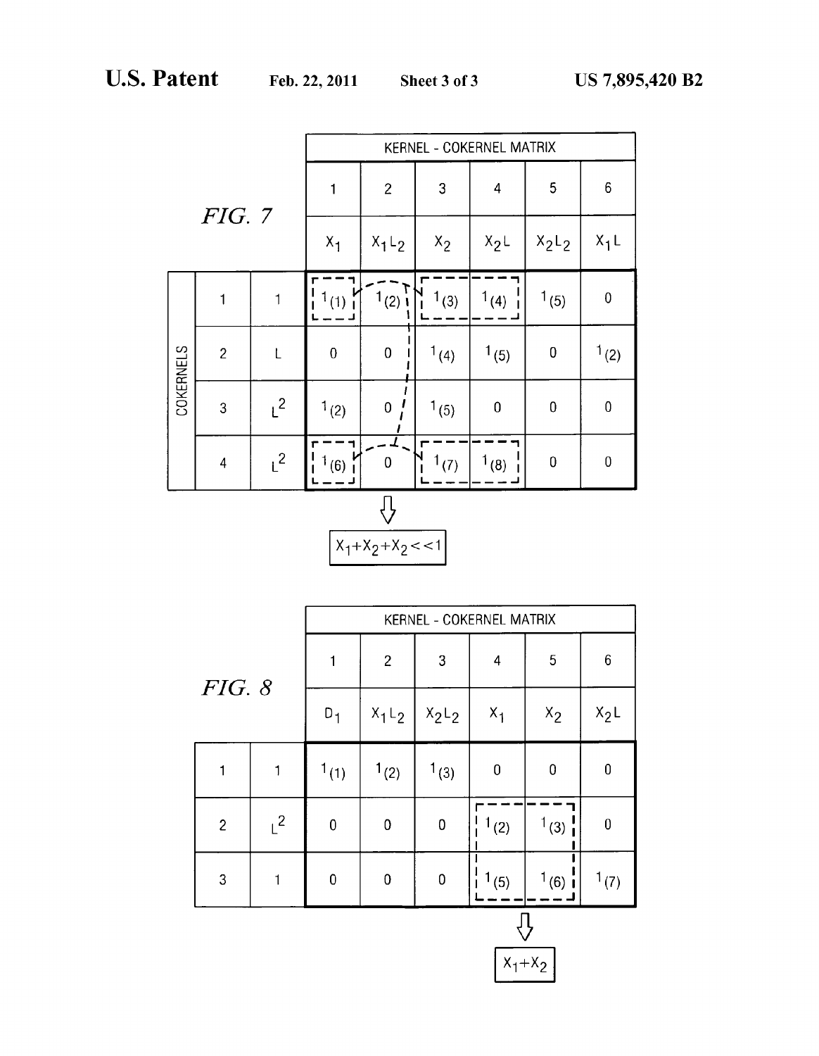FIG. 7

| | | KERNEL - COKERNEL MATRIX | | | | | |
|---|---|---|---|---|---|---|---|
| | | 1 | 2 | 3 | 4 | 5 | 6 |
| COKERNELS | | $X_1$ | $X_1L_2$ | $X_2$ | $X_2L$ | $X_2L_2$ | $X_1L$ |
| 1 | 1 | $1_{(1)}$ | $1_{(2)}$ | $1_{(3)}$ | $1_{(4)}$ | $1_{(5)}$ | 0 |
| 2 | L | 0 | 0 | $1_{(4)}$ | $1_{(5)}$ | 0 | $1_{(2)}$ |
| 3 | $L^2$ | $1_{(2)}$ | 0 | $1_{(5)}$ | 0 | 0 | 0 |
| 4 | $L^2$ | $1_{(6)}$ | 0 | $1_{(7)}$ | $1_{(8)}$ | 0 | 0 |

$X_1+X_2+X_2<<1$

FIG. 8

| | | KERNEL - COKERNEL MATRIX | | | | | |
|---|---|---|---|---|---|---|---|
| | | 1 | 2 | 3 | 4 | 5 | 6 |
| | | $D_1$ | $X_1L_2$ | $X_2L_2$ | $X_1$ | $X_2$ | $X_2L$ |
| 1 | 1 | $1_{(1)}$ | $1_{(2)}$ | $1_{(3)}$ | 0 | 0 | 0 |
| 2 | $L^2$ | 0 | 0 | 0 | $1_{(2)}$ | $1_{(3)}$ | 0 |
| 3 | 1 | 0 | 0 | 0 | $1_{(5)}$ | $1_{(6)}$ | $1_{(7)}$ |

$X_1+X_2$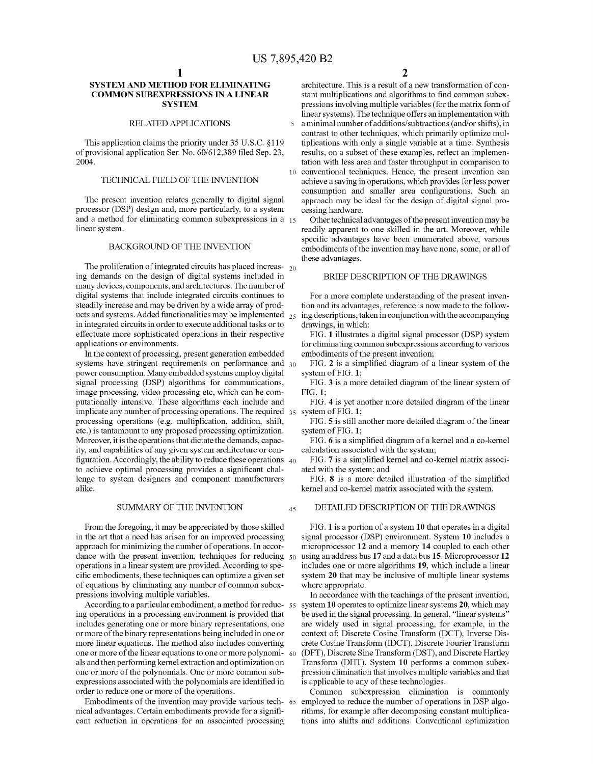# SYSTEM AND METHOD FOR ELIMINATING COMMON SUBEXPRESSIONS IN A LINEAR SYSTEM

## RELATED APPLICATIONS

This application claims the priority under 35 U.S.C. §119 of provisional application Ser. No. 60/612,389 filed Sep. 23, 2004.

## TECHNICAL FIELD OF THE INVENTION

The present invention relates generally to digital signal processor (DSP) design and, more particularly, to a system and a method for eliminating common subexpressions in a linear system.

## BACKGROUND OF THE INVENTION

The proliferation of integrated circuits has placed increasing demands on the design of digital systems included in many devices, components, and architectures. The number of digital systems that include integrated circuits continues to steadily increase and may be driven by a wide array of products and systems. Added functionalities may be implemented in integrated circuits in order to execute additional tasks or to effectuate more sophisticated operations in their respective applications or environments.

In the context of processing, present generation embedded systems have stringent requirements on performance and power consumption. Many embedded systems employ digital signal processing (DSP) algorithms for communications, image processing, video processing etc, which can be computationally intensive. These algorithms each include and implicate any number of processing operations. The required processing operations (e.g. multiplication, addition, shift, etc.) is tantamount to any proposed processing optimization. Moreover, it is the operations that dictate the demands, capacity, and capabilities of any given system architecture or configuration. Accordingly, the ability to reduce these operations to achieve optimal processing provides a significant challenge to system designers and component manufacturers alike.

## SUMMARY OF THE INVENTION

From the foregoing, it may be appreciated by those skilled in the art that a need has arisen for an improved processing approach for minimizing the number of operations. In accordance with the present invention, techniques for reducing operations in a linear system are provided. According to specific embodiments, these techniques can optimize a given set of equations by eliminating any number of common subexpressions involving multiple variables.

According to a particular embodiment, a method for reducing operations in a processing environment is provided that includes generating one or more binary representations, one or more of the binary representations being included in one or more linear equations. The method also includes converting one or more of the linear equations to one or more polynomials and then performing kernel extraction and optimization on one or more of the polynomials. One or more common subexpressions associated with the polynomials are identified in order to reduce one or more of the operations.

Embodiments of the invention may provide various technical advantages. Certain embodiments provide for a significant reduction in operations for an associated processing architecture. This is a result of a new transformation of constant multiplications and algorithms to find common subexpressions involving multiple variables (for the matrix form of linear systems). The technique offers an implementation with a minimal number of additions/subtractions (and/or shifts), in contrast to other techniques, which primarily optimize multiplications with only a single variable at a time. Synthesis results, on a subset of these examples, reflect an implementation with less area and faster throughput in comparison to conventional techniques. Hence, the present invention can achieve a saving in operations, which provides for less power consumption and smaller area configurations. Such an approach may be ideal for the design of digital signal processing hardware.

Other technical advantages of the present invention may be readily apparent to one skilled in the art. Moreover, while specific advantages have been enumerated above, various embodiments of the invention may have none, some, or all of these advantages.

## BRIEF DESCRIPTION OF THE DRAWINGS

For a more complete understanding of the present invention and its advantages, reference is now made to the following descriptions, taken in conjunction with the accompanying drawings, in which:

FIG. **1** illustrates a digital signal processor (DSP) system for eliminating common subexpressions according to various embodiments of the present invention;

FIG. **2** is a simplified diagram of a linear system of the system of FIG. **1**;

FIG. **3** is a more detailed diagram of the linear system of FIG. **1**;

FIG. **4** is yet another more detailed diagram of the linear system of FIG. **1**;

FIG. **5** is still another more detailed diagram of the linear system of FIG. **1**;

FIG. **6** is a simplified diagram of a kernel and a co-kernel calculation associated with the system;

FIG. **7** is a simplified kernel and co-kernel matrix associated with the system; and

FIG. **8** is a more detailed illustration of the simplified kernel and co-kernel matrix associated with the system.

## DETAILED DESCRIPTION OF THE DRAWINGS

FIG. **1** is a portion of a system **10** that operates in a digital signal processor (DSP) environment. System **10** includes a microprocessor **12** and a memory **14** coupled to each other using an address bus **17** and a data bus **15**. Microprocessor **12** includes one or more algorithms **19**, which include a linear system **20** that may be inclusive of multiple linear systems where appropriate.

In accordance with the teachings of the present invention, system **10** operates to optimize linear systems **20**, which may be used in the signal processing. In general, "linear systems" are widely used in signal processing, for example, in the context of: Discrete Cosine Transform (DCT), Inverse Discrete Cosine Transform (IDCT), Discrete Fourier Transform (DFT), Discrete Sine Transform (DST), and Discrete Hartley Transform (DHT). System **10** performs a common subexpression elimination that involves multiple variables and that is applicable to any of these technologies.

Common subexpression elimination is commonly employed to reduce the number of operations in DSP algorithms, for example after decomposing constant multiplications into shifts and additions. Conventional optimization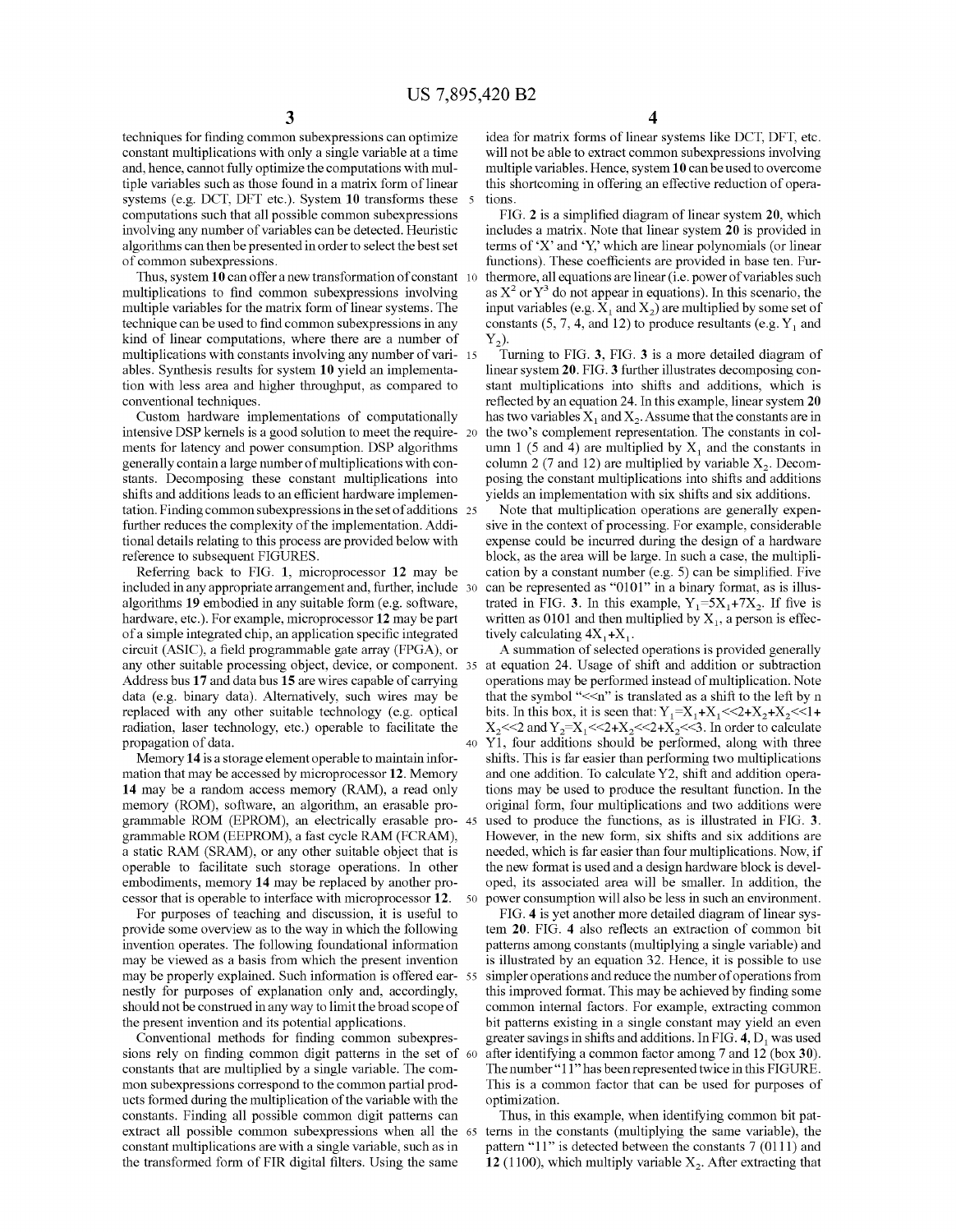techniques for finding common subexpressions can optimize constant multiplications with only a single variable at a time and, hence, cannot fully optimize the computations with multiple variables such as those found in a matrix form of linear systems (e.g. DCT, DFT etc.). System **10** transforms these computations such that all possible common subexpressions involving any number of variables can be detected. Heuristic algorithms can then be presented in order to select the best set of common subexpressions.

Thus, system **10** can offer a new transformation of constant multiplications to find common subexpressions involving multiple variables for the matrix form of linear systems. The technique can be used to find common subexpressions in any kind of linear computations, where there are a number of multiplications with constants involving any number of variables. Synthesis results for system **10** yield an implementation with less area and higher throughput, as compared to conventional techniques.

Custom hardware implementations of computationally intensive DSP kernels is a good solution to meet the requirements for latency and power consumption. DSP algorithms generally contain a large number of multiplications with constants. Decomposing these constant multiplications into shifts and additions leads to an efficient hardware implementation. Finding common subexpressions in the set of additions further reduces the complexity of the implementation. Additional details relating to this process are provided below with reference to subsequent FIGURES.

Referring back to FIG. **1**, microprocessor **12** may be included in any appropriate arrangement and, further, include algorithms **19** embodied in any suitable form (e.g. software, hardware, etc.). For example, microprocessor **12** may be part of a simple integrated chip, an application specific integrated circuit (ASIC), a field programmable gate array (FPGA), or any other suitable processing object, device, or component. Address bus **17** and data bus **15** are wires capable of carrying data (e.g. binary data). Alternatively, such wires may be replaced with any other suitable technology (e.g. optical radiation, laser technology, etc.) operable to facilitate the propagation of data.

Memory **14** is a storage element operable to maintain information that may be accessed by microprocessor **12**. Memory **14** may be a random access memory (RAM), a read only memory (ROM), software, an algorithm, an erasable programmable ROM (EPROM), an electrically erasable programmable ROM (EEPROM), a fast cycle RAM (FCRAM), a static RAM (SRAM), or any other suitable object that is operable to facilitate such storage operations. In other embodiments, memory **14** may be replaced by another processor that is operable to interface with microprocessor **12**.

For purposes of teaching and discussion, it is useful to provide some overview as to the way in which the following invention operates. The following foundational information may be viewed as a basis from which the present invention may be properly explained. Such information is offered earnestly for purposes of explanation only and, accordingly, should not be construed in any way to limit the broad scope of the present invention and its potential applications.

Conventional methods for finding common subexpressions rely on finding common digit patterns in the set of constants that are multiplied by a single variable. The common subexpressions correspond to the common partial products formed during the multiplication of the variable with the constants. Finding all possible common digit patterns can extract all possible common subexpressions when all the constant multiplications are with a single variable, such as in the transformed form of FIR digital filters. Using the same idea for matrix forms of linear systems like DCT, DFT, etc. will not be able to extract common subexpressions involving multiple variables. Hence, system **10** can be used to overcome this shortcoming in offering an effective reduction of operations.

FIG. **2** is a simplified diagram of linear system **20**, which includes a matrix. Note that linear system **20** is provided in terms of 'X' and 'Y,' which are linear polynomials (or linear functions). These coefficients are provided in base ten. Furthermore, all equations are linear (i.e. power of variables such as $X^2$ or $Y^3$ do not appear in equations). In this scenario, the input variables (e.g. $X_1$ and $X_2$) are multiplied by some set of constants (5, 7, 4, and 12) to produce resultants (e.g. $Y_1$ and $Y_2$).

Turning to FIG. **3**, FIG. **3** is a more detailed diagram of linear system **20**. FIG. **3** further illustrates decomposing constant multiplications into shifts and additions, which is reflected by an equation **24**. In this example, linear system **20** has two variables $X_1$ and $X_2$. Assume that the constants are in the two's complement representation. The constants in column 1 (5 and 4) are multiplied by $X_1$ and the constants in column 2 (7 and 12) are multiplied by variable $X_2$. Decomposing the constant multiplications into shifts and additions yields an implementation with six shifts and six additions.

Note that multiplication operations are generally expensive in the context of processing. For example, considerable expense could be incurred during the design of a hardware block, as the area will be large. In such a case, the multiplication by a constant number (e.g. 5) can be simplified. Five can be represented as "0101" in a binary format, as is illustrated in FIG. **3**. In this example, $Y_1=5X_1+7X_2$. If five is written as 0101 and then multiplied by $X_1$, a person is effectively calculating $4X_1+X_1$.

A summation of selected operations is provided generally at equation **24**. Usage of shift and addition or subtraction operations may be performed instead of multiplication. Note that the symbol "<<n" is translated as a shift to the left by n bits. In this box, it is seen that: $Y_1=X_1+X_1<<2+X_2+X_2<<1+X_2<<2$ and $Y_2=X_1<<2+X_2<<2+X_2<<3$. In order to calculate Y1, four additions should be performed, along with three shifts. This is far easier than performing two multiplications and one addition. To calculate Y2, shift and addition operations may be used to produce the resultant function. In the original form, four multiplications and two additions were used to produce the functions, as is illustrated in FIG. **3**. However, in the new form, six shifts and six additions are needed, which is far easier than four multiplications. Now, if the new format is used and a design hardware block is developed, its associated area will be smaller. In addition, the power consumption will also be less in such an environment.

FIG. **4** is yet another more detailed diagram of linear system **20**. FIG. **4** also reflects an extraction of common bit patterns among constants (multiplying a single variable) and is illustrated by an equation **32**. Hence, it is possible to use simpler operations and reduce the number of operations from this improved format. This may be achieved by finding some common internal factors. For example, extracting common bit patterns existing in a single constant may yield an even greater savings in shifts and additions. In FIG. **4**, $D_1$ was used after identifying a common factor among 7 and 12 (box **30**). The number "11" has been represented twice in this FIGURE. This is a common factor that can be used for purposes of optimization.

Thus, in this example, when identifying common bit patterns in the constants (multiplying the same variable), the pattern "11" is detected between the constants 7 (0111) and **12** (1100), which multiply variable $X_2$. After extracting that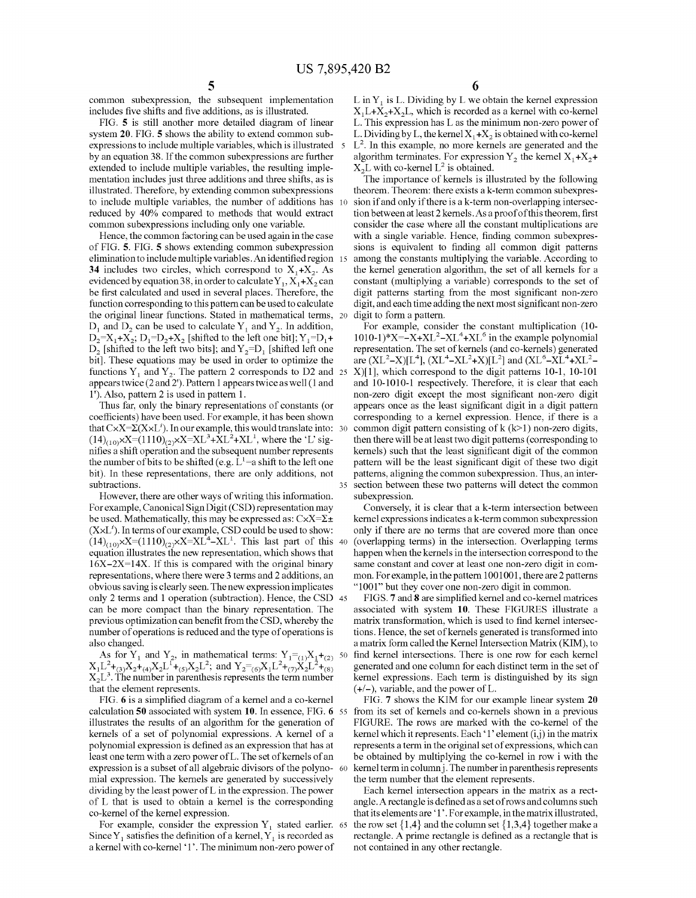common subexpression, the subsequent implementation includes five shifts and five additions, as is illustrated.

FIG. 5 is still another more detailed diagram of linear system 20. FIG. 5 shows the ability to extend common subexpressions to include multiple variables, which is illustrated by an equation 38. If the common subexpressions are further extended to include multiple variables, the resulting implementation includes just three additions and three shifts, as is illustrated. Therefore, by extending common subexpressions to include multiple variables, the number of additions has reduced by 40% compared to methods that would extract common subexpressions including only one variable.

Hence, the common factoring can be used again in the case of FIG. 5. FIG. 5 shows extending common subexpression elimination to include multiple variables. An identified region 34 includes two circles, which correspond to $X_1+X_2$. As evidenced by equation 38, in order to calculate $Y_1$, $X_1+X_2$ can be first calculated and used in several places. Therefore, the function corresponding to this pattern can be used to calculate the original linear functions. Stated in mathematical terms, $D_1$ and $D_2$ can be used to calculate $Y_1$ and $Y_2$. In addition, $D_2=X_1+X_2$; $D_1=D_2+X_2$ [shifted to the left one bit]; $Y_1=D_1+D_2$ [shifted to the left two bits]; and $Y_2=D_1$ [shifted left one bit]. These equations may be used in order to optimize the functions $Y_1$ and $Y_2$. The pattern 2 corresponds to D2 and appears twice (2 and 2'). Pattern 1 appears twice as well (1 and 1'). Also, pattern 2 is used in pattern 1.

Thus far, only the binary representations of constants (or coefficients) have been used. For example, it has been shown that $C\times X=\Sigma(X\times L^i)$. In our example, this would translate into: $(14)_{(10)}\times X=(1110)_{(2)}\times X=XL^3+XL^2+XL^1$, where the 'L' signifies a shift operation and the subsequent number represents the number of bits to be shifted (e.g. $L^1$=a shift to the left one bit). In these representations, there are only additions, not subtractions.

However, there are other ways of writing this information. For example, Canonical Sign Digit (CSD) representation may be used. Mathematically, this may be expressed as: $C\times X=\Sigma\pm(X\times L^i)$. In terms of our example, CSD could be used to show: $(14)_{(10)}\times X=(1110)_{(2)}\times X=XL^4-XL^1$. This last part of this equation illustrates the new representation, which shows that $16X-2X=14X$. If this is compared with the original binary representations, where there were 3 terms and 2 additions, an obvious saving is clearly seen. The new expression implicates only 2 terms and 1 operation (subtraction). Hence, the CSD can be more compact than the binary representation. The previous optimization can benefit from the CSD, whereby the number of operations is reduced and the type of operations is also changed.

As for $Y_1$ and $Y_2$, in mathematical terms: $Y_1={}_{(1)}X_1+{}_{(2)}X_1L^2+{}_{(3)}X_2+{}_{(4)}X_2L^1+{}_{(5)}X_2L^2$; and $Y_2={}_{(6)}X_1L^2+{}_{(7)}X_2L^2+{}_{(8)}X_2L^3$. The number in parenthesis represents the term number that the element represents.

FIG. 6 is a simplified diagram of a kernel and a co-kernel calculation 50 associated with system 10. In essence, FIG. 6 illustrates the results of an algorithm for the generation of kernels of a set of polynomial expressions. A kernel of a polynomial expression is defined as an expression that has at least one term with a zero power of L. The set of kernels of an expression is a subset of all algebraic divisors of the polynomial expression. The kernels are generated by successively dividing by the least power of L in the expression. The power of L that is used to obtain a kernel is the corresponding co-kernel of the kernel expression.

For example, consider the expression $Y_1$ stated earlier. Since $Y_1$ satisfies the definition of a kernel, $Y_1$ is recorded as a kernel with co-kernel '1'. The minimum non-zero power of L in $Y_1$ is L. Dividing by L we obtain the kernel expression $X_1L+X_2+X_2L$, which is recorded as a kernel with co-kernel L. This expression has L as the minimum non-zero power of L. Dividing by L, the kernel $X_1+X_2$ is obtained with co-kernel $L^2$. In this example, no more kernels are generated and the algorithm terminates. For expression $Y_2$ the kernel $X_1+X_2+X_2L$ with co-kernel $L^2$ is obtained.

The importance of kernels is illustrated by the following theorem. Theorem: there exists a k-term common subexpression if and only if there is a k-term non-overlapping intersection between at least 2 kernels. As a proof of this theorem, first consider the case where all the constant multiplications are with a single variable. Hence, finding common subexpressions is equivalent to finding all common digit patterns among the constants multiplying the variable. According to the kernel generation algorithm, the set of all kernels for a constant (multiplying a variable) corresponds to the set of digit patterns starting from the most significant non-zero digit, and each time adding the next most significant non-zero digit to form a pattern.

For example, consider the constant multiplication $(10\text{-}1010\text{-}1)*X=-X+XL^2-XL^4+XL^6$ in the example polynomial representation. The set of kernels (and co-kernels) generated are $(XL^2-X)[L^4]$, $(XL^4-XL^2+X)[L^2]$ and $(XL^6-XL^4+XL^2-X)[1]$, which correspond to the digit patterns 10-1, 10-101 and 10-1010-1 respectively. Therefore, it is clear that each non-zero digit except the most significant non-zero digit appears once as the least significant digit in a digit pattern corresponding to a kernel expression. Hence, if there is a common digit pattern consisting of k (k>1) non-zero digits, then there will be at least two digit patterns (corresponding to kernels) such that the least significant digit of the common pattern will be the least significant digit of these two digit patterns, aligning the common subexpression. Thus, an intersection between these two patterns will detect the common subexpression.

Conversely, it is clear that a k-term intersection between kernel expressions indicates a k-term common subexpression only if there are no terms that are covered more than once (overlapping terms) in the intersection. Overlapping terms happen when the kernels in the intersection correspond to the same constant and cover at least one non-zero digit in common. For example, in the pattern 1001001, there are 2 patterns "1001" but they cover one non-zero digit in common.

FIGS. 7 and 8 are simplified kernel and co-kernel matrices associated with system 10. These FIGURES illustrate a matrix transformation, which is used to find kernel intersections. Hence, the set of kernels generated is transformed into a matrix form called the Kernel Intersection Matrix (KIM), to find kernel intersections. There is one row for each kernel generated and one column for each distinct term in the set of kernel expressions. Each term is distinguished by its sign (+/−), variable, and the power of L.

FIG. 7 shows the KIM for our example linear system 20 from its set of kernels and co-kernels shown in a previous FIGURE. The rows are marked with the co-kernel of the kernel which it represents. Each '1' element (i,j) in the matrix represents a term in the original set of expressions, which can be obtained by multiplying the co-kernel in row i with the kernel term in column j. The number in parenthesis represents the term number that the element represents.

Each kernel intersection appears in the matrix as a rectangle. A rectangle is defined as a set of rows and columns such that its elements are '1'. For example, in the matrix illustrated, the row set {1,4} and the column set {1,3,4} together make a rectangle. A prime rectangle is defined as a rectangle that is not contained in any other rectangle.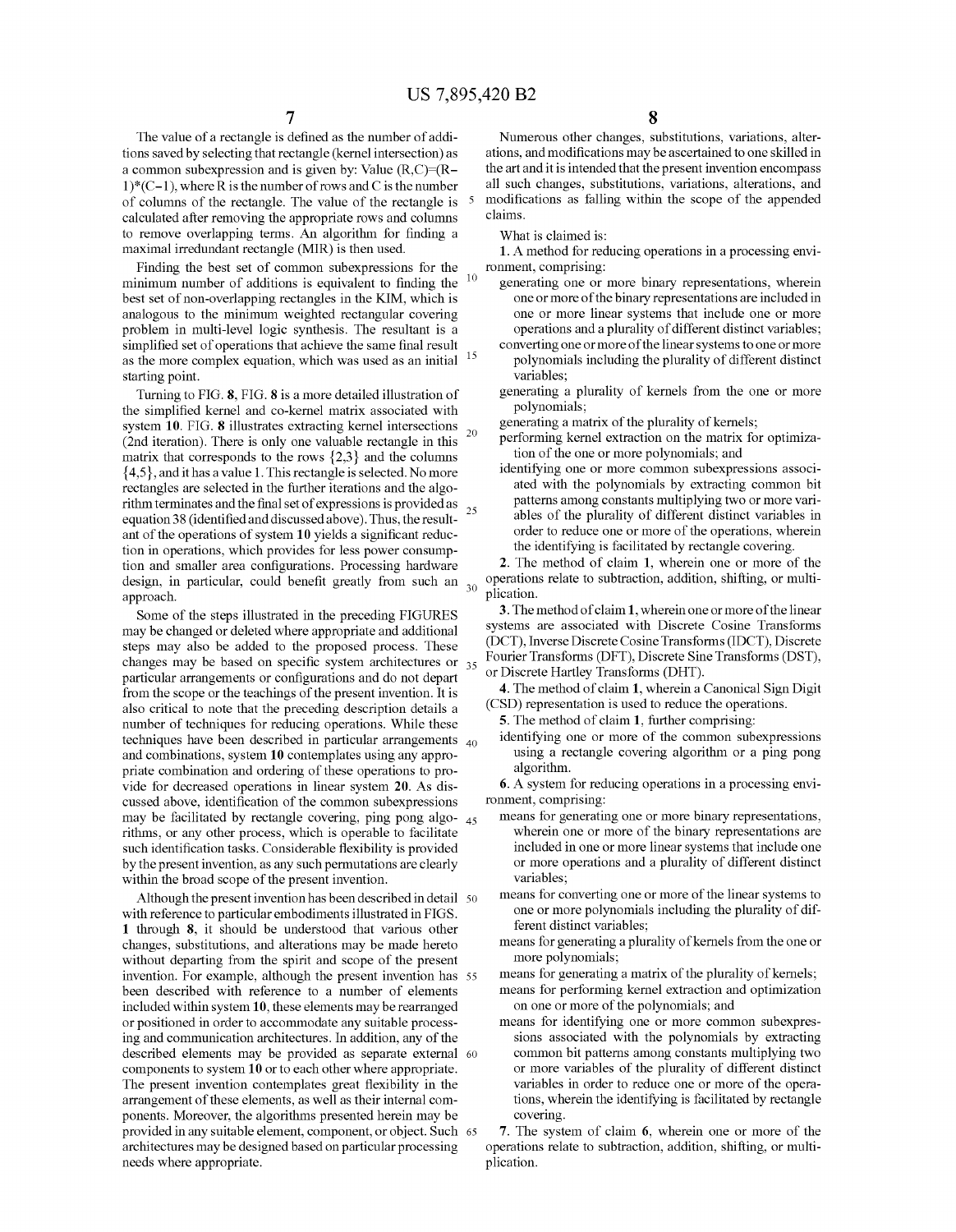The value of a rectangle is defined as the number of additions saved by selecting that rectangle (kernel intersection) as a common subexpression and is given by: Value $(R,C)=(R-1)*(C-1)$, where R is the number of rows and C is the number of columns of the rectangle. The value of the rectangle is calculated after removing the appropriate rows and columns to remove overlapping terms. An algorithm for finding a maximal irredundant rectangle (MIR) is then used.

Finding the best set of common subexpressions for the minimum number of additions is equivalent to finding the best set of non-overlapping rectangles in the KIM, which is analogous to the minimum weighted rectangular covering problem in multi-level logic synthesis. The resultant is a simplified set of operations that achieve the same final result as the more complex equation, which was used as an initial starting point.

Turning to FIG. **8**, FIG. **8** is a more detailed illustration of the simplified kernel and co-kernel matrix associated with system **10**. FIG. **8** illustrates extracting kernel intersections (2nd iteration). There is only one valuable rectangle in this matrix that corresponds to the rows {2,3} and the columns {4,5}, and it has a value 1. This rectangle is selected. No more rectangles are selected in the further iterations and the algorithm terminates and the final set of expressions is provided as equation 38 (identified and discussed above). Thus, the resultant of the operations of system **10** yields a significant reduction in operations, which provides for less power consumption and smaller area configurations. Processing hardware design, in particular, could benefit greatly from such an approach.

Some of the steps illustrated in the preceding FIGURES may be changed or deleted where appropriate and additional steps may also be added to the proposed process. These changes may be based on specific system architectures or particular arrangements or configurations and do not depart from the scope or the teachings of the present invention. It is also critical to note that the preceding description details a number of techniques for reducing operations. While these techniques have been described in particular arrangements and combinations, system **10** contemplates using any appropriate combination and ordering of these operations to provide for decreased operations in linear system **20**. As discussed above, identification of the common subexpressions may be facilitated by rectangle covering, ping pong algorithms, or any other process, which is operable to facilitate such identification tasks. Considerable flexibility is provided by the present invention, as any such permutations are clearly within the broad scope of the present invention.

Although the present invention has been described in detail with reference to particular embodiments illustrated in FIGS. **1** through **8**, it should be understood that various other changes, substitutions, and alterations may be made hereto without departing from the spirit and scope of the present invention. For example, although the present invention has been described with reference to a number of elements included within system **10**, these elements may be rearranged or positioned in order to accommodate any suitable processing and communication architectures. In addition, any of the described elements may be provided as separate external components to system **10** or to each other where appropriate. The present invention contemplates great flexibility in the arrangement of these elements, as well as their internal components. Moreover, the algorithms presented herein may be provided in any suitable element, component, or object. Such architectures may be designed based on particular processing needs where appropriate.

Numerous other changes, substitutions, variations, alterations, and modifications may be ascertained to one skilled in the art and it is intended that the present invention encompass all such changes, substitutions, variations, alterations, and modifications as falling within the scope of the appended claims.

What is claimed is:

**1**. A method for reducing operations in a processing environment, comprising:

generating one or more binary representations, wherein one or more of the binary representations are included in one or more linear systems that include one or more operations and a plurality of different distinct variables;

converting one or more of the linear systems to one or more polynomials including the plurality of different distinct variables;

generating a plurality of kernels from the one or more polynomials;

generating a matrix of the plurality of kernels;

performing kernel extraction on the matrix for optimization of the one or more polynomials; and

identifying one or more common subexpressions associated with the polynomials by extracting common bit patterns among constants multiplying two or more variables of the plurality of different distinct variables in order to reduce one or more of the operations, wherein the identifying is facilitated by rectangle covering.

**2**. The method of claim **1**, wherein one or more of the operations relate to subtraction, addition, shifting, or multiplication.

**3**. The method of claim **1**, wherein one or more of the linear systems are associated with Discrete Cosine Transforms (DCT), Inverse Discrete Cosine Transforms (IDCT), Discrete Fourier Transforms (DFT), Discrete Sine Transforms (DST), or Discrete Hartley Transforms (DHT).

**4**. The method of claim **1**, wherein a Canonical Sign Digit (CSD) representation is used to reduce the operations.

**5**. The method of claim **1**, further comprising:

identifying one or more of the common subexpressions using a rectangle covering algorithm or a ping pong algorithm.

**6**. A system for reducing operations in a processing environment, comprising:

means for generating one or more binary representations, wherein one or more of the binary representations are included in one or more linear systems that include one or more operations and a plurality of different distinct variables;

means for converting one or more of the linear systems to one or more polynomials including the plurality of different distinct variables;

means for generating a plurality of kernels from the one or more polynomials;

means for generating a matrix of the plurality of kernels;

means for performing kernel extraction and optimization on one or more of the polynomials; and

means for identifying one or more common subexpressions associated with the polynomials by extracting common bit patterns among constants multiplying two or more variables of the plurality of different distinct variables in order to reduce one or more of the operations, wherein the identifying is facilitated by rectangle covering.

**7**. The system of claim **6**, wherein one or more of the operations relate to subtraction, addition, shifting, or multiplication.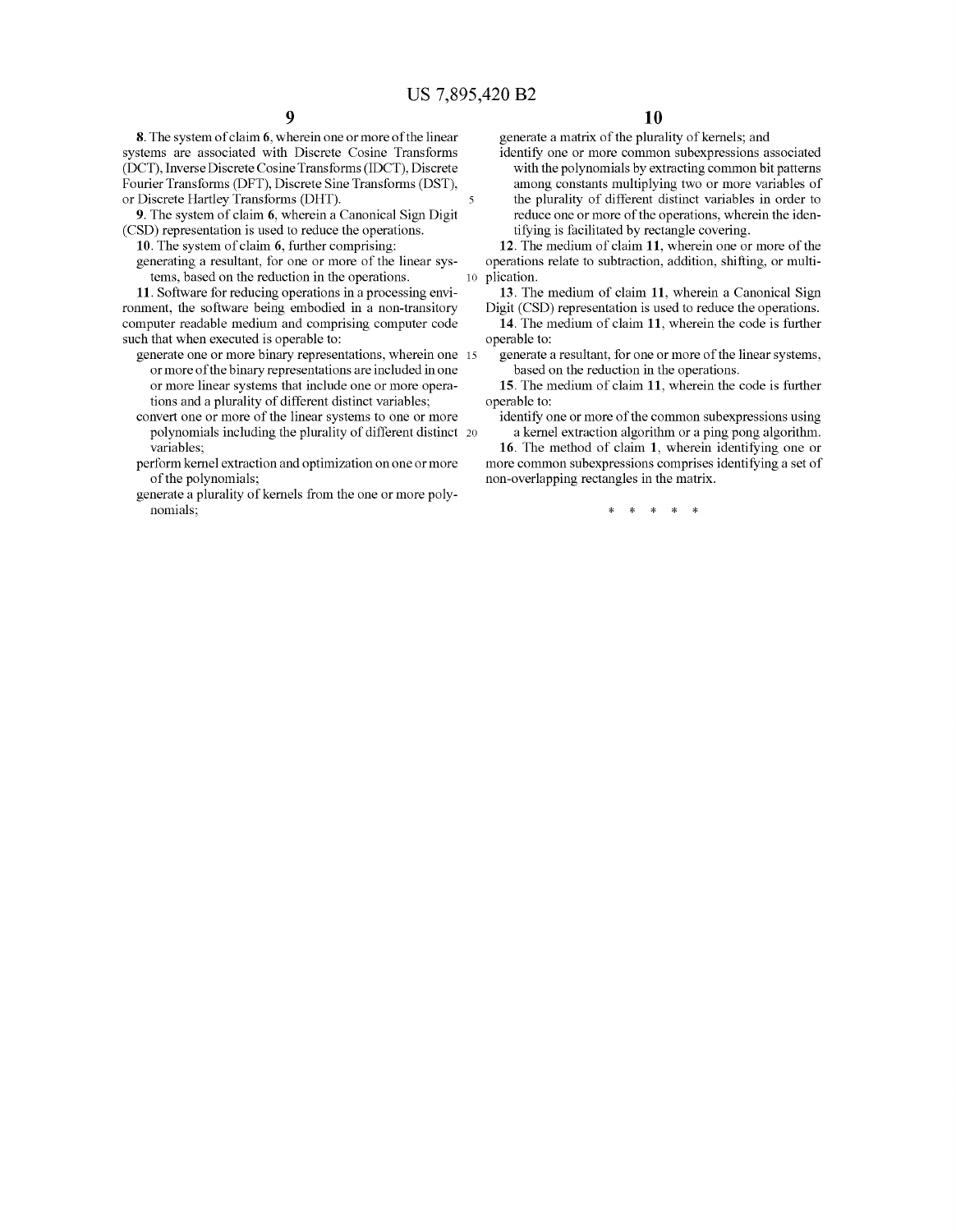**8**. The system of claim **6**, wherein one or more of the linear systems are associated with Discrete Cosine Transforms (DCT), Inverse Discrete Cosine Transforms (IDCT), Discrete Fourier Transforms (DFT), Discrete Sine Transforms (DST), or Discrete Hartley Transforms (DHT).

**9**. The system of claim **6**, wherein a Canonical Sign Digit (CSD) representation is used to reduce the operations.

**10**. The system of claim **6**, further comprising:

- generating a resultant, for one or more of the linear systems, based on the reduction in the operations.

**11**. Software for reducing operations in a processing environment, the software being embodied in a non-transitory computer readable medium and comprising computer code such that when executed is operable to:

- generate one or more binary representations, wherein one or more of the binary representations are included in one or more linear systems that include one or more operations and a plurality of different distinct variables;
- convert one or more of the linear systems to one or more polynomials including the plurality of different distinct variables;
- perform kernel extraction and optimization on one or more of the polynomials;
- generate a plurality of kernels from the one or more polynomials;
- generate a matrix of the plurality of kernels; and
- identify one or more common subexpressions associated with the polynomials by extracting common bit patterns among constants multiplying two or more variables of the plurality of different distinct variables in order to reduce one or more of the operations, wherein the identifying is facilitated by rectangle covering.

**12**. The medium of claim **11**, wherein one or more of the operations relate to subtraction, addition, shifting, or multiplication.

**13**. The medium of claim **11**, wherein a Canonical Sign Digit (CSD) representation is used to reduce the operations.

**14**. The medium of claim **11**, wherein the code is further operable to:

- generate a resultant, for one or more of the linear systems, based on the reduction in the operations.

**15**. The medium of claim **11**, wherein the code is further operable to:

- identify one or more of the common subexpressions using a kernel extraction algorithm or a ping pong algorithm.

**16**. The method of claim **1**, wherein identifying one or more common subexpressions comprises identifying a set of non-overlapping rectangles in the matrix.

* * * * *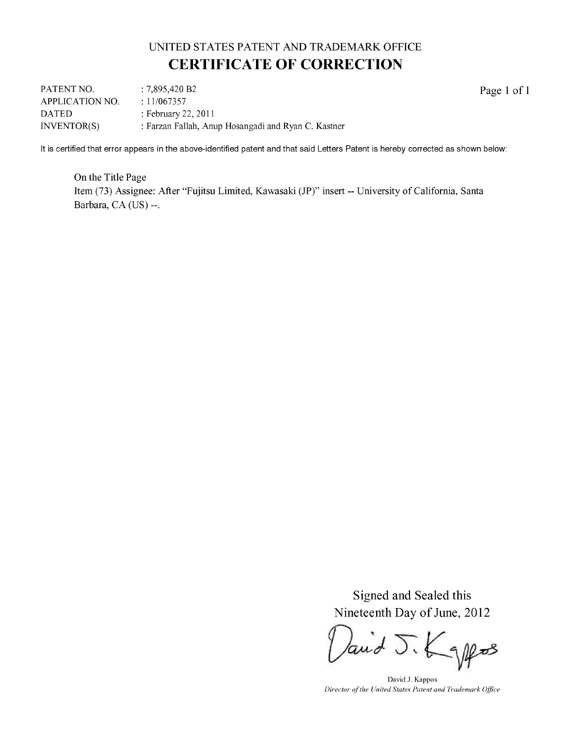# UNITED STATES PATENT AND TRADEMARK OFFICE

# CERTIFICATE OF CORRECTION

PATENT NO. : 7,895,420 B2

APPLICATION NO. : 11/067357

DATED : February 22, 2011

INVENTOR(S) : Farzan Fallah, Anup Hosangadi and Ryan C. Kastner

Page 1 of 1

It is certified that error appears in the above-identified patent and that said Letters Patent is hereby corrected as shown below:

On the Title Page

Item (73) Assignee: After "Fujitsu Limited, Kawasaki (JP)" insert -- University of California, Santa Barbara, CA (US) --.

Signed and Sealed this
Nineteenth Day of June, 2012

David J. Kappos

David J. Kappos
*Director of the United States Patent and Trademark Office*